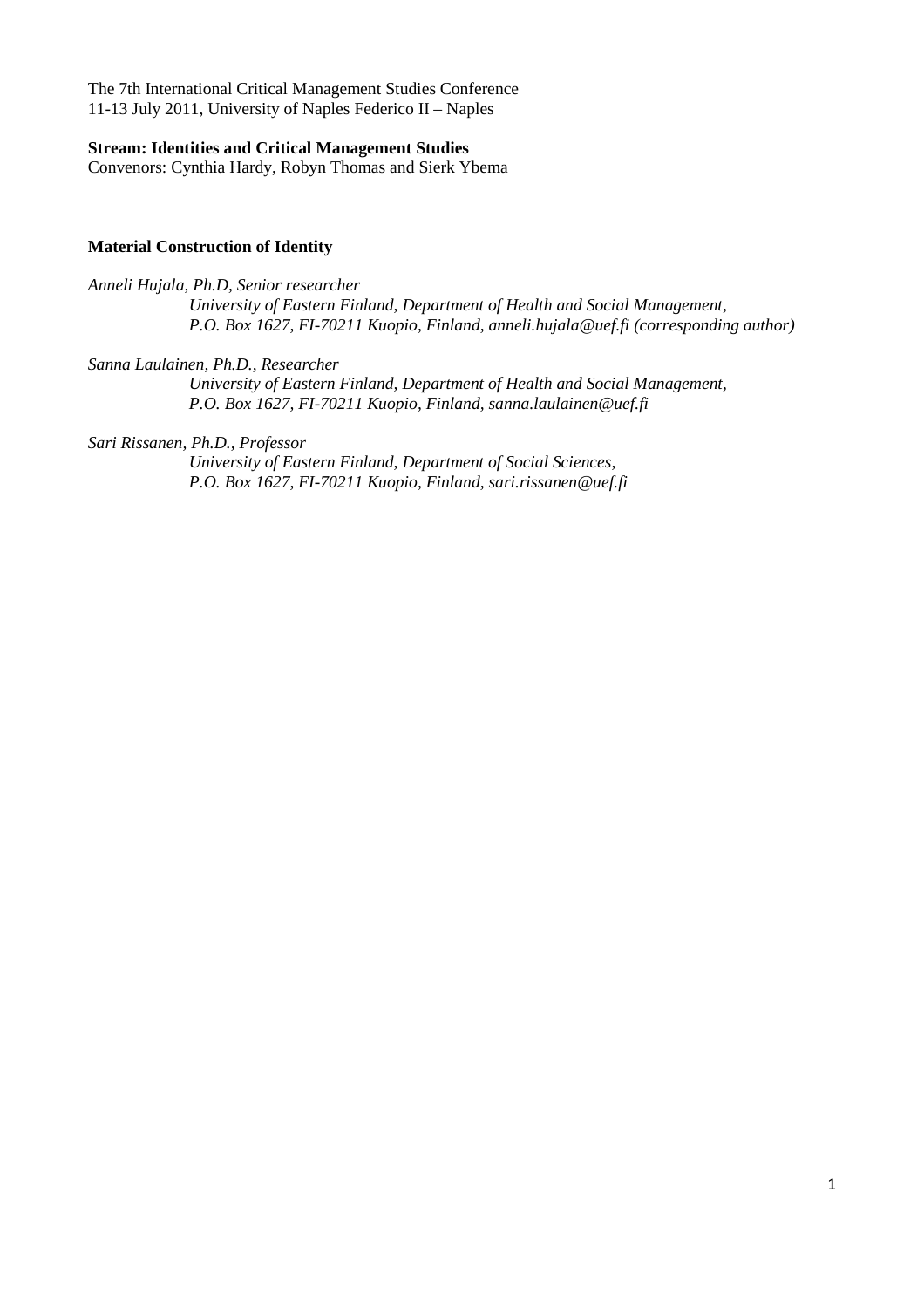The 7th International Critical Management Studies Conference
11-13 July 2011, University of Naples Federico II – Naples

**Stream: Identities and Critical Management Studies**
Convenors: Cynthia Hardy, Robyn Thomas and Sierk Ybema

# Material Construction of Identity

*Anneli Hujala, Ph.D, Senior researcher*
*University of Eastern Finland, Department of Health and Social Management, P.O. Box 1627, FI-70211 Kuopio, Finland, anneli.hujala@uef.fi (corresponding author)*

*Sanna Laulainen, Ph.D., Researcher*
*University of Eastern Finland, Department of Health and Social Management, P.O. Box 1627, FI-70211 Kuopio, Finland, sanna.laulainen@uef.fi*

*Sari Rissanen, Ph.D., Professor*
*University of Eastern Finland, Department of Social Sciences, P.O. Box 1627, FI-70211 Kuopio, Finland, sari.rissanen@uef.fi*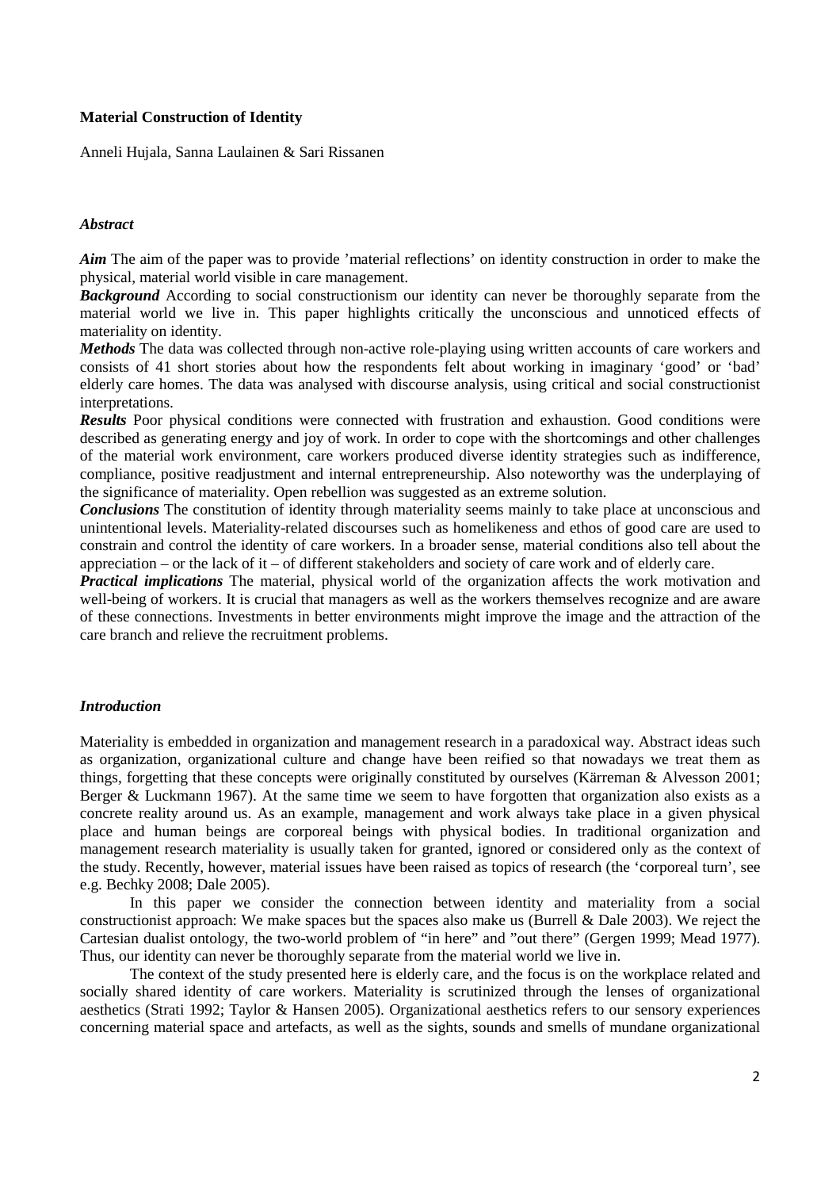**Material Construction of Identity**

Anneli Hujala, Sanna Laulainen & Sari Rissanen

### *Abstract*

***Aim*** The aim of the paper was to provide 'material reflections' on identity construction in order to make the physical, material world visible in care management.

***Background*** According to social constructionism our identity can never be thoroughly separate from the material world we live in. This paper highlights critically the unconscious and unnoticed effects of materiality on identity.

***Methods*** The data was collected through non-active role-playing using written accounts of care workers and consists of 41 short stories about how the respondents felt about working in imaginary 'good' or 'bad' elderly care homes. The data was analysed with discourse analysis, using critical and social constructionist interpretations.

***Results*** Poor physical conditions were connected with frustration and exhaustion. Good conditions were described as generating energy and joy of work. In order to cope with the shortcomings and other challenges of the material work environment, care workers produced diverse identity strategies such as indifference, compliance, positive readjustment and internal entrepreneurship. Also noteworthy was the underplaying of the significance of materiality. Open rebellion was suggested as an extreme solution.

***Conclusions*** The constitution of identity through materiality seems mainly to take place at unconscious and unintentional levels. Materiality-related discourses such as homelikeness and ethos of good care are used to constrain and control the identity of care workers. In a broader sense, material conditions also tell about the appreciation – or the lack of it – of different stakeholders and society of care work and of elderly care.

***Practical implications*** The material, physical world of the organization affects the work motivation and well-being of workers. It is crucial that managers as well as the workers themselves recognize and are aware of these connections. Investments in better environments might improve the image and the attraction of the care branch and relieve the recruitment problems.

### *Introduction*

Materiality is embedded in organization and management research in a paradoxical way. Abstract ideas such as organization, organizational culture and change have been reified so that nowadays we treat them as things, forgetting that these concepts were originally constituted by ourselves (Kärreman & Alvesson 2001; Berger & Luckmann 1967). At the same time we seem to have forgotten that organization also exists as a concrete reality around us. As an example, management and work always take place in a given physical place and human beings are corporeal beings with physical bodies. In traditional organization and management research materiality is usually taken for granted, ignored or considered only as the context of the study. Recently, however, material issues have been raised as topics of research (the 'corporeal turn', see e.g. Bechky 2008; Dale 2005).

In this paper we consider the connection between identity and materiality from a social constructionist approach: We make spaces but the spaces also make us (Burrell & Dale 2003). We reject the Cartesian dualist ontology, the two-world problem of "in here" and "out there" (Gergen 1999; Mead 1977). Thus, our identity can never be thoroughly separate from the material world we live in.

The context of the study presented here is elderly care, and the focus is on the workplace related and socially shared identity of care workers. Materiality is scrutinized through the lenses of organizational aesthetics (Strati 1992; Taylor & Hansen 2005). Organizational aesthetics refers to our sensory experiences concerning material space and artefacts, as well as the sights, sounds and smells of mundane organizational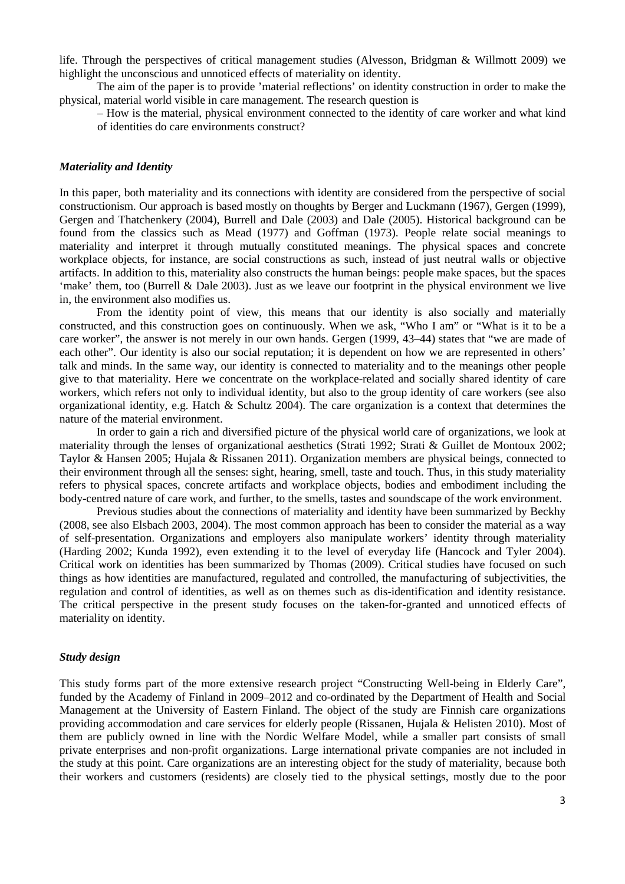life. Through the perspectives of critical management studies (Alvesson, Bridgman & Willmott 2009) we highlight the unconscious and unnoticed effects of materiality on identity.

The aim of the paper is to provide 'material reflections' on identity construction in order to make the physical, material world visible in care management. The research question is

– How is the material, physical environment connected to the identity of care worker and what kind of identities do care environments construct?

### *Materiality and Identity*

In this paper, both materiality and its connections with identity are considered from the perspective of social constructionism. Our approach is based mostly on thoughts by Berger and Luckmann (1967), Gergen (1999), Gergen and Thatchenkery (2004), Burrell and Dale (2003) and Dale (2005). Historical background can be found from the classics such as Mead (1977) and Goffman (1973). People relate social meanings to materiality and interpret it through mutually constituted meanings. The physical spaces and concrete workplace objects, for instance, are social constructions as such, instead of just neutral walls or objective artifacts. In addition to this, materiality also constructs the human beings: people make spaces, but the spaces 'make' them, too (Burrell & Dale 2003). Just as we leave our footprint in the physical environment we live in, the environment also modifies us.

From the identity point of view, this means that our identity is also socially and materially constructed, and this construction goes on continuously. When we ask, "Who I am" or "What is it to be a care worker", the answer is not merely in our own hands. Gergen (1999, 43–44) states that "we are made of each other". Our identity is also our social reputation; it is dependent on how we are represented in others' talk and minds. In the same way, our identity is connected to materiality and to the meanings other people give to that materiality. Here we concentrate on the workplace-related and socially shared identity of care workers, which refers not only to individual identity, but also to the group identity of care workers (see also organizational identity, e.g. Hatch & Schultz 2004). The care organization is a context that determines the nature of the material environment.

In order to gain a rich and diversified picture of the physical world care of organizations, we look at materiality through the lenses of organizational aesthetics (Strati 1992; Strati & Guillet de Montoux 2002; Taylor & Hansen 2005; Hujala & Rissanen 2011). Organization members are physical beings, connected to their environment through all the senses: sight, hearing, smell, taste and touch. Thus, in this study materiality refers to physical spaces, concrete artifacts and workplace objects, bodies and embodiment including the body-centred nature of care work, and further, to the smells, tastes and soundscape of the work environment.

Previous studies about the connections of materiality and identity have been summarized by Beckhy (2008, see also Elsbach 2003, 2004). The most common approach has been to consider the material as a way of self-presentation. Organizations and employers also manipulate workers' identity through materiality (Harding 2002; Kunda 1992), even extending it to the level of everyday life (Hancock and Tyler 2004). Critical work on identities has been summarized by Thomas (2009). Critical studies have focused on such things as how identities are manufactured, regulated and controlled, the manufacturing of subjectivities, the regulation and control of identities, as well as on themes such as dis-identification and identity resistance. The critical perspective in the present study focuses on the taken-for-granted and unnoticed effects of materiality on identity.

### *Study design*

This study forms part of the more extensive research project "Constructing Well-being in Elderly Care", funded by the Academy of Finland in 2009–2012 and co-ordinated by the Department of Health and Social Management at the University of Eastern Finland. The object of the study are Finnish care organizations providing accommodation and care services for elderly people (Rissanen, Hujala & Helisten 2010). Most of them are publicly owned in line with the Nordic Welfare Model, while a smaller part consists of small private enterprises and non-profit organizations. Large international private companies are not included in the study at this point. Care organizations are an interesting object for the study of materiality, because both their workers and customers (residents) are closely tied to the physical settings, mostly due to the poor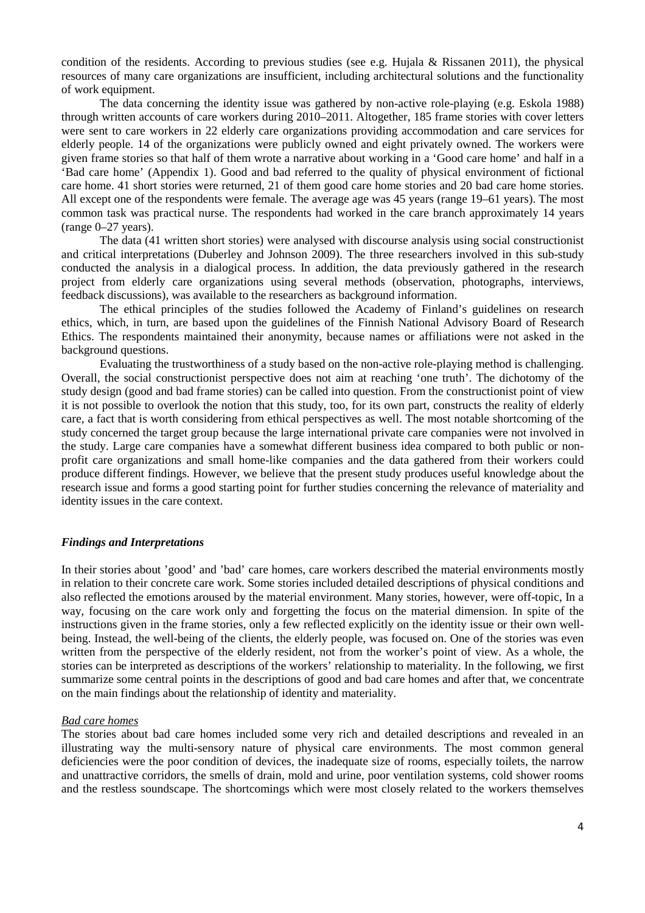condition of the residents. According to previous studies (see e.g. Hujala & Rissanen 2011), the physical resources of many care organizations are insufficient, including architectural solutions and the functionality of work equipment.

The data concerning the identity issue was gathered by non-active role-playing (e.g. Eskola 1988) through written accounts of care workers during 2010–2011. Altogether, 185 frame stories with cover letters were sent to care workers in 22 elderly care organizations providing accommodation and care services for elderly people. 14 of the organizations were publicly owned and eight privately owned. The workers were given frame stories so that half of them wrote a narrative about working in a 'Good care home' and half in a 'Bad care home' (Appendix 1). Good and bad referred to the quality of physical environment of fictional care home. 41 short stories were returned, 21 of them good care home stories and 20 bad care home stories. All except one of the respondents were female. The average age was 45 years (range 19–61 years). The most common task was practical nurse. The respondents had worked in the care branch approximately 14 years (range 0–27 years).

The data (41 written short stories) were analysed with discourse analysis using social constructionist and critical interpretations (Duberley and Johnson 2009). The three researchers involved in this sub-study conducted the analysis in a dialogical process. In addition, the data previously gathered in the research project from elderly care organizations using several methods (observation, photographs, interviews, feedback discussions), was available to the researchers as background information.

The ethical principles of the studies followed the Academy of Finland's guidelines on research ethics, which, in turn, are based upon the guidelines of the Finnish National Advisory Board of Research Ethics. The respondents maintained their anonymity, because names or affiliations were not asked in the background questions.

Evaluating the trustworthiness of a study based on the non-active role-playing method is challenging. Overall, the social constructionist perspective does not aim at reaching 'one truth'. The dichotomy of the study design (good and bad frame stories) can be called into question. From the constructionist point of view it is not possible to overlook the notion that this study, too, for its own part, constructs the reality of elderly care, a fact that is worth considering from ethical perspectives as well. The most notable shortcoming of the study concerned the target group because the large international private care companies were not involved in the study. Large care companies have a somewhat different business idea compared to both public or non-profit care organizations and small home-like companies and the data gathered from their workers could produce different findings. However, we believe that the present study produces useful knowledge about the research issue and forms a good starting point for further studies concerning the relevance of materiality and identity issues in the care context.

### *Findings and Interpretations*

In their stories about 'good' and 'bad' care homes, care workers described the material environments mostly in relation to their concrete care work. Some stories included detailed descriptions of physical conditions and also reflected the emotions aroused by the material environment. Many stories, however, were off-topic, In a way, focusing on the care work only and forgetting the focus on the material dimension. In spite of the instructions given in the frame stories, only a few reflected explicitly on the identity issue or their own well-being. Instead, the well-being of the clients, the elderly people, was focused on. One of the stories was even written from the perspective of the elderly resident, not from the worker's point of view. As a whole, the stories can be interpreted as descriptions of the workers' relationship to materiality. In the following, we first summarize some central points in the descriptions of good and bad care homes and after that, we concentrate on the main findings about the relationship of identity and materiality.

#### *Bad care homes*

The stories about bad care homes included some very rich and detailed descriptions and revealed in an illustrating way the multi-sensory nature of physical care environments. The most common general deficiencies were the poor condition of devices, the inadequate size of rooms, especially toilets, the narrow and unattractive corridors, the smells of drain, mold and urine, poor ventilation systems, cold shower rooms and the restless soundscape. The shortcomings which were most closely related to the workers themselves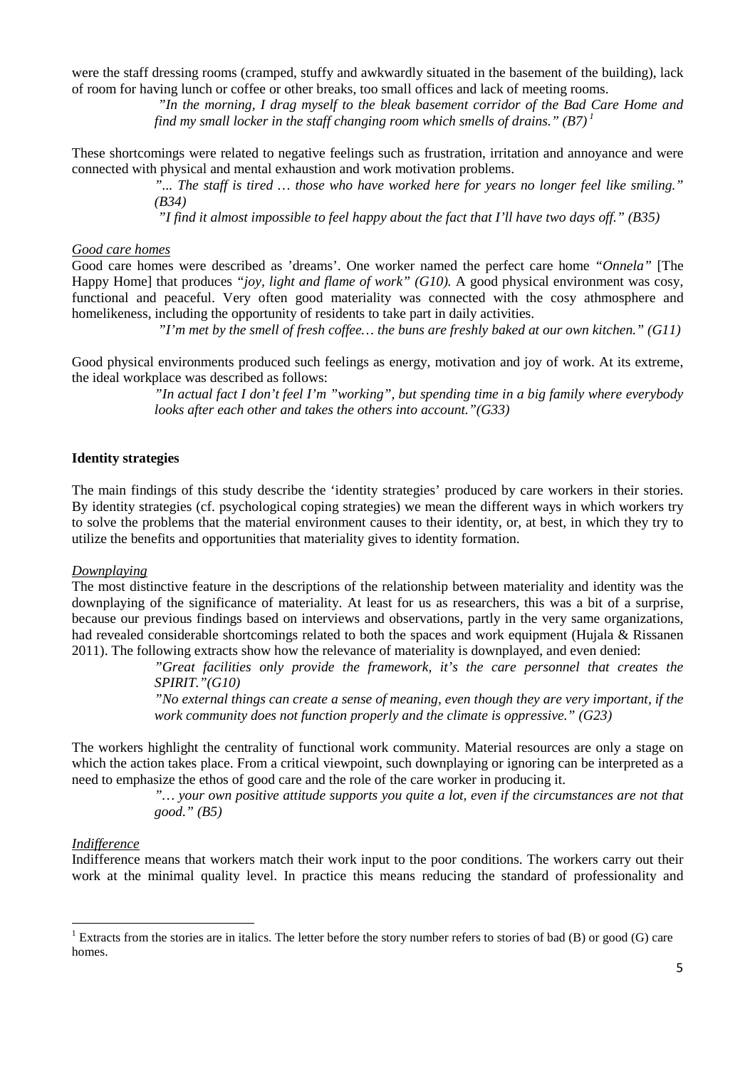were the staff dressing rooms (cramped, stuffy and awkwardly situated in the basement of the building), lack of room for having lunch or coffee or other breaks, too small offices and lack of meeting rooms.

> *"In the morning, I drag myself to the bleak basement corridor of the Bad Care Home and find my small locker in the staff changing room which smells of drains." (B7)* [1]

These shortcomings were related to negative feelings such as frustration, irritation and annoyance and were connected with physical and mental exhaustion and work motivation problems.

> *"... The staff is tired … those who have worked here for years no longer feel like smiling." (B34)*
>
> *"I find it almost impossible to feel happy about the fact that I'll have two days off." (B35)*

*Good care homes*

Good care homes were described as 'dreams'. One worker named the perfect care home *"Onnela"* [The Happy Home] that produces *"joy, light and flame of work" (G10).* A good physical environment was cosy, functional and peaceful. Very often good materiality was connected with the cosy athmosphere and homelikeness, including the opportunity of residents to take part in daily activities.

> *"I'm met by the smell of fresh coffee… the buns are freshly baked at our own kitchen." (G11)*

Good physical environments produced such feelings as energy, motivation and joy of work. At its extreme, the ideal workplace was described as follows:

> *"In actual fact I don't feel I'm "working", but spending time in a big family where everybody looks after each other and takes the others into account."(G33)*

**Identity strategies**

The main findings of this study describe the 'identity strategies' produced by care workers in their stories. By identity strategies (cf. psychological coping strategies) we mean the different ways in which workers try to solve the problems that the material environment causes to their identity, or, at best, in which they try to utilize the benefits and opportunities that materiality gives to identity formation.

*Downplaying*

The most distinctive feature in the descriptions of the relationship between materiality and identity was the downplaying of the significance of materiality. At least for us as researchers, this was a bit of a surprise, because our previous findings based on interviews and observations, partly in the very same organizations, had revealed considerable shortcomings related to both the spaces and work equipment (Hujala & Rissanen 2011). The following extracts show how the relevance of materiality is downplayed, and even denied:

> *"Great facilities only provide the framework, it's the care personnel that creates the SPIRIT."(G10)*
>
> *"No external things can create a sense of meaning, even though they are very important, if the work community does not function properly and the climate is oppressive." (G23)*

The workers highlight the centrality of functional work community. Material resources are only a stage on which the action takes place. From a critical viewpoint, such downplaying or ignoring can be interpreted as a need to emphasize the ethos of good care and the role of the care worker in producing it.

> *"… your own positive attitude supports you quite a lot, even if the circumstances are not that good." (B5)*

*Indifference*

Indifference means that workers match their work input to the poor conditions. The workers carry out their work at the minimal quality level. In practice this means reducing the standard of professionality and

---

[1] Extracts from the stories are in italics. The letter before the story number refers to stories of bad (B) or good (G) care homes.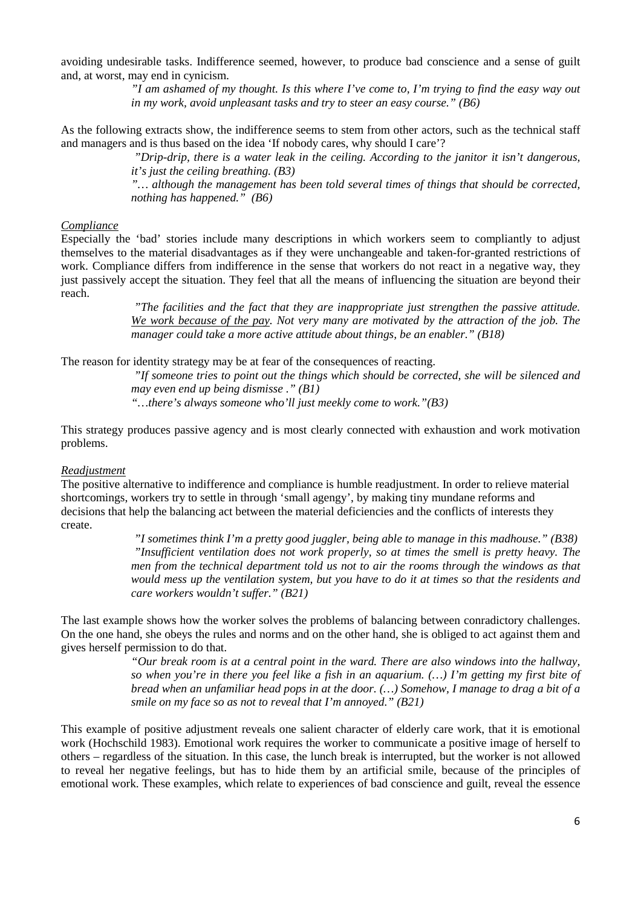avoiding undesirable tasks. Indifference seemed, however, to produce bad conscience and a sense of guilt and, at worst, may end in cynicism.

> *"I am ashamed of my thought. Is this where I've come to, I'm trying to find the easy way out in my work, avoid unpleasant tasks and try to steer an easy course." (B6)*

As the following extracts show, the indifference seems to stem from other actors, such as the technical staff and managers and is thus based on the idea 'If nobody cares, why should I care'?

> *"Drip-drip, there is a water leak in the ceiling. According to the janitor it isn't dangerous, it's just the ceiling breathing. (B3)*
>
> *"… although the management has been told several times of things that should be corrected, nothing has happened." (B6)*

*Compliance*

Especially the 'bad' stories include many descriptions in which workers seem to compliantly to adjust themselves to the material disadvantages as if they were unchangeable and taken-for-granted restrictions of work. Compliance differs from indifference in the sense that workers do not react in a negative way, they just passively accept the situation. They feel that all the means of influencing the situation are beyond their reach.

> *"The facilities and the fact that they are inappropriate just strengthen the passive attitude. We work because of the pay. Not very many are motivated by the attraction of the job. The manager could take a more active attitude about things, be an enabler." (B18)*

The reason for identity strategy may be at fear of the consequences of reacting.

> *"If someone tries to point out the things which should be corrected, she will be silenced and may even end up being dismisse ." (B1)*
>
> *"…there's always someone who'll just meekly come to work."(B3)*

This strategy produces passive agency and is most clearly connected with exhaustion and work motivation problems.

*Readjustment*

The positive alternative to indifference and compliance is humble readjustment. In order to relieve material shortcomings, workers try to settle in through 'small agengy', by making tiny mundane reforms and decisions that help the balancing act between the material deficiencies and the conflicts of interests they create.

> *"I sometimes think I'm a pretty good juggler, being able to manage in this madhouse." (B38)*
>
> *"Insufficient ventilation does not work properly, so at times the smell is pretty heavy. The men from the technical department told us not to air the rooms through the windows as that would mess up the ventilation system, but you have to do it at times so that the residents and care workers wouldn't suffer." (B21)*

The last example shows how the worker solves the problems of balancing between conradictory challenges. On the one hand, she obeys the rules and norms and on the other hand, she is obliged to act against them and gives herself permission to do that.

> *"Our break room is at a central point in the ward. There are also windows into the hallway, so when you're in there you feel like a fish in an aquarium. (…) I'm getting my first bite of bread when an unfamiliar head pops in at the door. (…) Somehow, I manage to drag a bit of a smile on my face so as not to reveal that I'm annoyed." (B21)*

This example of positive adjustment reveals one salient character of elderly care work, that it is emotional work (Hochschild 1983). Emotional work requires the worker to communicate a positive image of herself to others – regardless of the situation. In this case, the lunch break is interrupted, but the worker is not allowed to reveal her negative feelings, but has to hide them by an artificial smile, because of the principles of emotional work. These examples, which relate to experiences of bad conscience and guilt, reveal the essence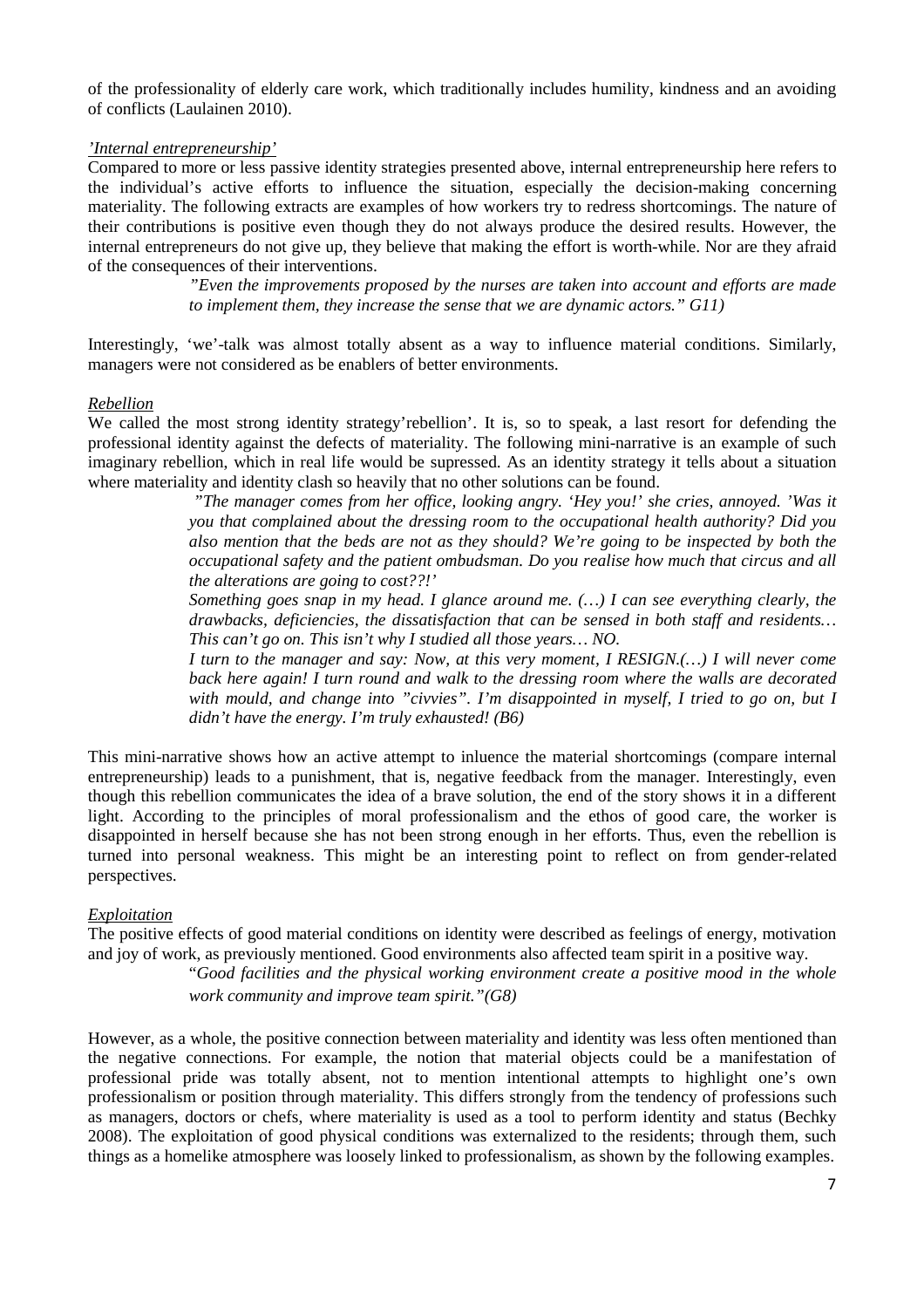of the professionality of elderly care work, which traditionally includes humility, kindness and an avoiding of conflicts (Laulainen 2010).

*'Internal entrepreneurship'*

Compared to more or less passive identity strategies presented above, internal entrepreneurship here refers to the individual's active efforts to influence the situation, especially the decision-making concerning materiality. The following extracts are examples of how workers try to redress shortcomings. The nature of their contributions is positive even though they do not always produce the desired results. However, the internal entrepreneurs do not give up, they believe that making the effort is worth-while. Nor are they afraid of the consequences of their interventions.

> *"Even the improvements proposed by the nurses are taken into account and efforts are made to implement them, they increase the sense that we are dynamic actors." G11)*

Interestingly, 'we'-talk was almost totally absent as a way to influence material conditions. Similarly, managers were not considered as be enablers of better environments.

*Rebellion*

We called the most strong identity strategy'rebellion'. It is, so to speak, a last resort for defending the professional identity against the defects of materiality. The following mini-narrative is an example of such imaginary rebellion, which in real life would be supressed. As an identity strategy it tells about a situation where materiality and identity clash so heavily that no other solutions can be found.

> *"The manager comes from her office, looking angry. 'Hey you!' she cries, annoyed. 'Was it you that complained about the dressing room to the occupational health authority? Did you also mention that the beds are not as they should? We're going to be inspected by both the occupational safety and the patient ombudsman. Do you realise how much that circus and all the alterations are going to cost??!'*
>
> *Something goes snap in my head. I glance around me. (…) I can see everything clearly, the drawbacks, deficiencies, the dissatisfaction that can be sensed in both staff and residents… This can't go on. This isn't why I studied all those years… NO.*
>
> *I turn to the manager and say: Now, at this very moment, I RESIGN.(…) I will never come back here again! I turn round and walk to the dressing room where the walls are decorated with mould, and change into "civvies". I'm disappointed in myself, I tried to go on, but I didn't have the energy. I'm truly exhausted! (B6)*

This mini-narrative shows how an active attempt to inluence the material shortcomings (compare internal entrepreneurship) leads to a punishment, that is, negative feedback from the manager. Interestingly, even though this rebellion communicates the idea of a brave solution, the end of the story shows it in a different light. According to the principles of moral professionalism and the ethos of good care, the worker is disappointed in herself because she has not been strong enough in her efforts. Thus, even the rebellion is turned into personal weakness. This might be an interesting point to reflect on from gender-related perspectives.

*Exploitation*

The positive effects of good material conditions on identity were described as feelings of energy, motivation and joy of work, as previously mentioned. Good environments also affected team spirit in a positive way.

> "*Good facilities and the physical working environment create a positive mood in the whole work community and improve team spirit."(G8)*

However, as a whole, the positive connection between materiality and identity was less often mentioned than the negative connections. For example, the notion that material objects could be a manifestation of professional pride was totally absent, not to mention intentional attempts to highlight one's own professionalism or position through materiality. This differs strongly from the tendency of professions such as managers, doctors or chefs, where materiality is used as a tool to perform identity and status (Bechky 2008). The exploitation of good physical conditions was externalized to the residents; through them, such things as a homelike atmosphere was loosely linked to professionalism, as shown by the following examples.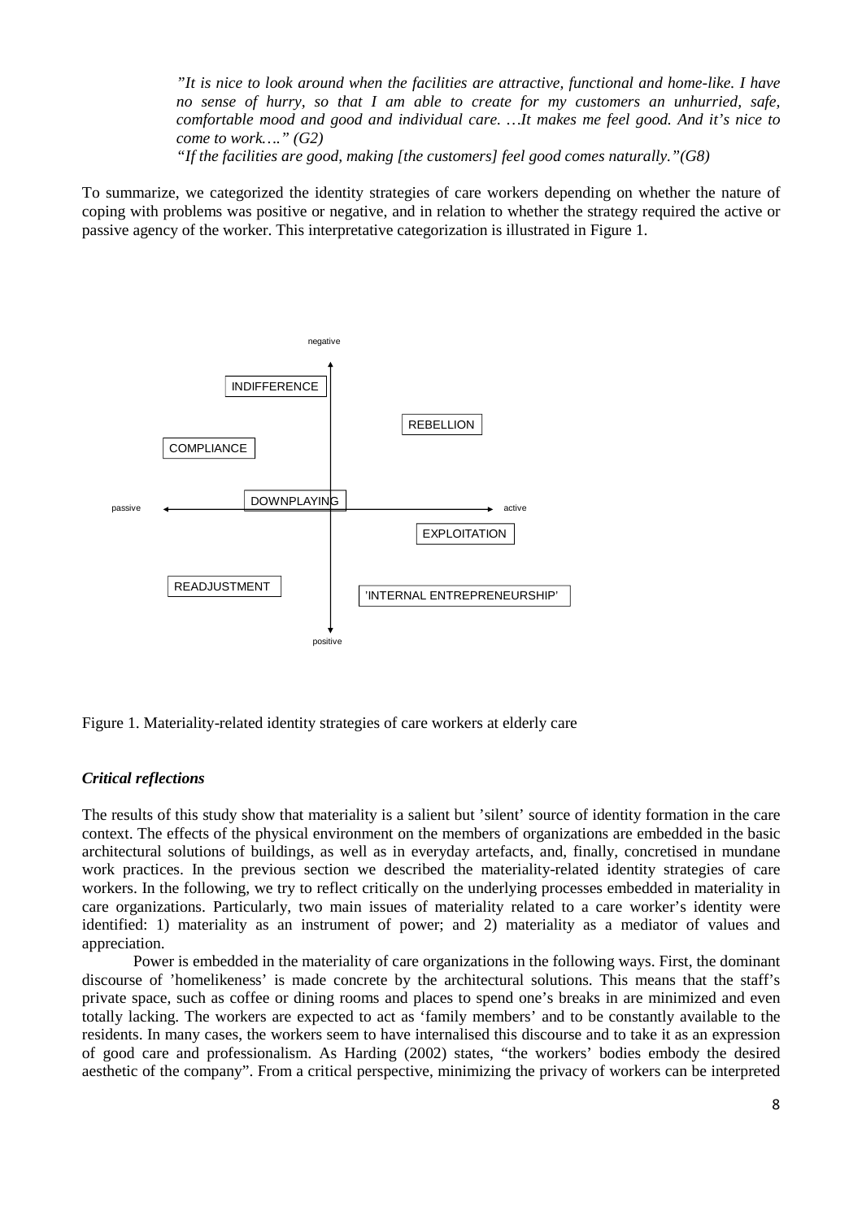*"It is nice to look around when the facilities are attractive, functional and home-like. I have no sense of hurry, so that I am able to create for my customers an unhurried, safe, comfortable mood and good and individual care. …It makes me feel good. And it's nice to come to work…." (G2)*

*"If the facilities are good, making [the customers] feel good comes naturally."(G8)*

To summarize, we categorized the identity strategies of care workers depending on whether the nature of coping with problems was positive or negative, and in relation to whether the strategy required the active or passive agency of the worker. This interpretative categorization is illustrated in Figure 1.

Figure 1. Materiality-related identity strategies of care workers at elderly care

### *Critical reflections*

The results of this study show that materiality is a salient but 'silent' source of identity formation in the care context. The effects of the physical environment on the members of organizations are embedded in the basic architectural solutions of buildings, as well as in everyday artefacts, and, finally, concretised in mundane work practices. In the previous section we described the materiality-related identity strategies of care workers. In the following, we try to reflect critically on the underlying processes embedded in materiality in care organizations. Particularly, two main issues of materiality related to a care worker's identity were identified: 1) materiality as an instrument of power; and 2) materiality as a mediator of values and appreciation.

Power is embedded in the materiality of care organizations in the following ways. First, the dominant discourse of 'homelikeness' is made concrete by the architectural solutions. This means that the staff's private space, such as coffee or dining rooms and places to spend one's breaks in are minimized and even totally lacking. The workers are expected to act as 'family members' and to be constantly available to the residents. In many cases, the workers seem to have internalised this discourse and to take it as an expression of good care and professionalism. As Harding (2002) states, "the workers' bodies embody the desired aesthetic of the company". From a critical perspective, minimizing the privacy of workers can be interpreted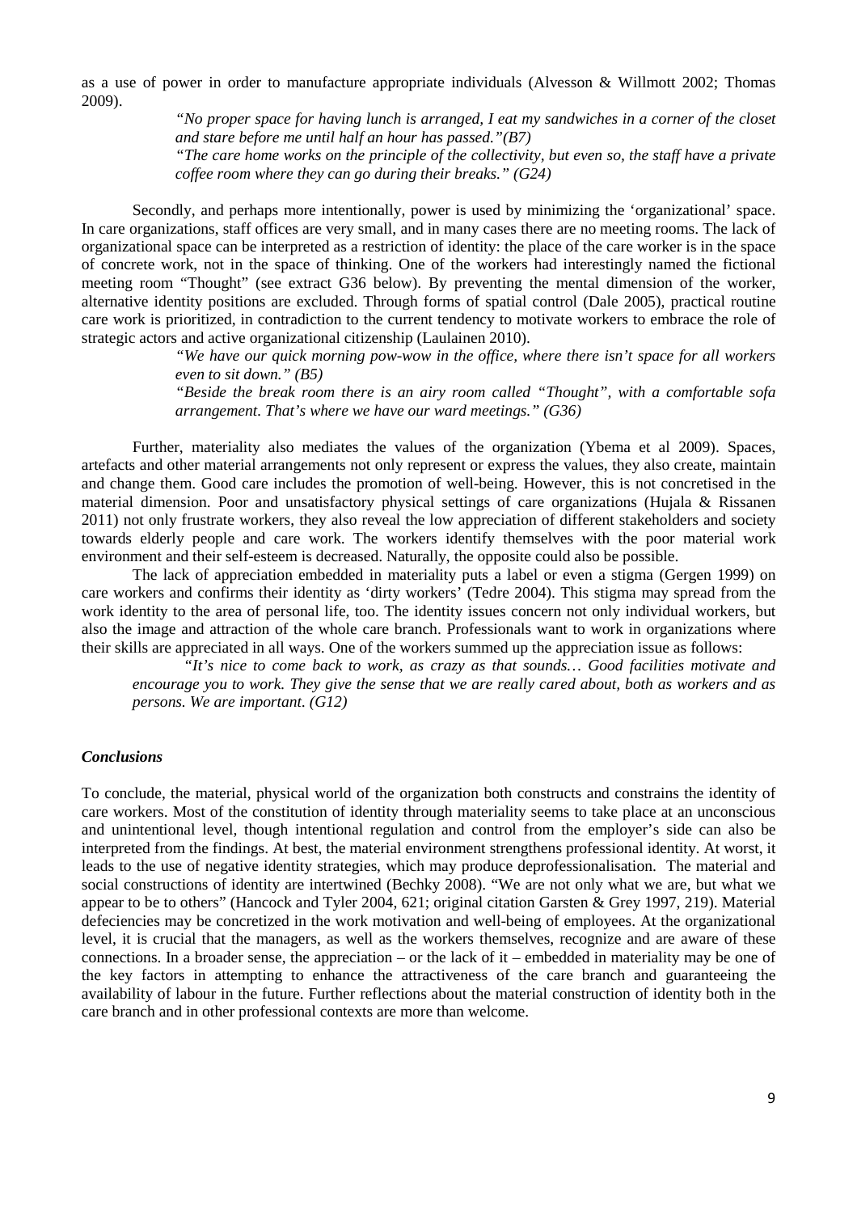as a use of power in order to manufacture appropriate individuals (Alvesson & Willmott 2002; Thomas 2009).

> *"No proper space for having lunch is arranged, I eat my sandwiches in a corner of the closet and stare before me until half an hour has passed."(B7)*
>
> *"The care home works on the principle of the collectivity, but even so, the staff have a private coffee room where they can go during their breaks." (G24)*

Secondly, and perhaps more intentionally, power is used by minimizing the 'organizational' space. In care organizations, staff offices are very small, and in many cases there are no meeting rooms. The lack of organizational space can be interpreted as a restriction of identity: the place of the care worker is in the space of concrete work, not in the space of thinking. One of the workers had interestingly named the fictional meeting room "Thought" (see extract G36 below). By preventing the mental dimension of the worker, alternative identity positions are excluded. Through forms of spatial control (Dale 2005), practical routine care work is prioritized, in contradiction to the current tendency to motivate workers to embrace the role of strategic actors and active organizational citizenship (Laulainen 2010).

> *"We have our quick morning pow-wow in the office, where there isn't space for all workers even to sit down." (B5)*
>
> *"Beside the break room there is an airy room called "Thought", with a comfortable sofa arrangement. That's where we have our ward meetings." (G36)*

Further, materiality also mediates the values of the organization (Ybema et al 2009). Spaces, artefacts and other material arrangements not only represent or express the values, they also create, maintain and change them. Good care includes the promotion of well-being. However, this is not concretised in the material dimension. Poor and unsatisfactory physical settings of care organizations (Hujala & Rissanen 2011) not only frustrate workers, they also reveal the low appreciation of different stakeholders and society towards elderly people and care work. The workers identify themselves with the poor material work environment and their self-esteem is decreased. Naturally, the opposite could also be possible.

The lack of appreciation embedded in materiality puts a label or even a stigma (Gergen 1999) on care workers and confirms their identity as 'dirty workers' (Tedre 2004). This stigma may spread from the work identity to the area of personal life, too. The identity issues concern not only individual workers, but also the image and attraction of the whole care branch. Professionals want to work in organizations where their skills are appreciated in all ways. One of the workers summed up the appreciation issue as follows:

> *"It's nice to come back to work, as crazy as that sounds… Good facilities motivate and encourage you to work. They give the sense that we are really cared about, both as workers and as persons. We are important. (G12)*

### *Conclusions*

To conclude, the material, physical world of the organization both constructs and constrains the identity of care workers. Most of the constitution of identity through materiality seems to take place at an unconscious and unintentional level, though intentional regulation and control from the employer's side can also be interpreted from the findings. At best, the material environment strengthens professional identity. At worst, it leads to the use of negative identity strategies, which may produce deprofessionalisation. The material and social constructions of identity are intertwined (Bechky 2008). "We are not only what we are, but what we appear to be to others" (Hancock and Tyler 2004, 621; original citation Garsten & Grey 1997, 219). Material defeciencies may be concretized in the work motivation and well-being of employees. At the organizational level, it is crucial that the managers, as well as the workers themselves, recognize and are aware of these connections. In a broader sense, the appreciation – or the lack of it – embedded in materiality may be one of the key factors in attempting to enhance the attractiveness of the care branch and guaranteeing the availability of labour in the future. Further reflections about the material construction of identity both in the care branch and in other professional contexts are more than welcome.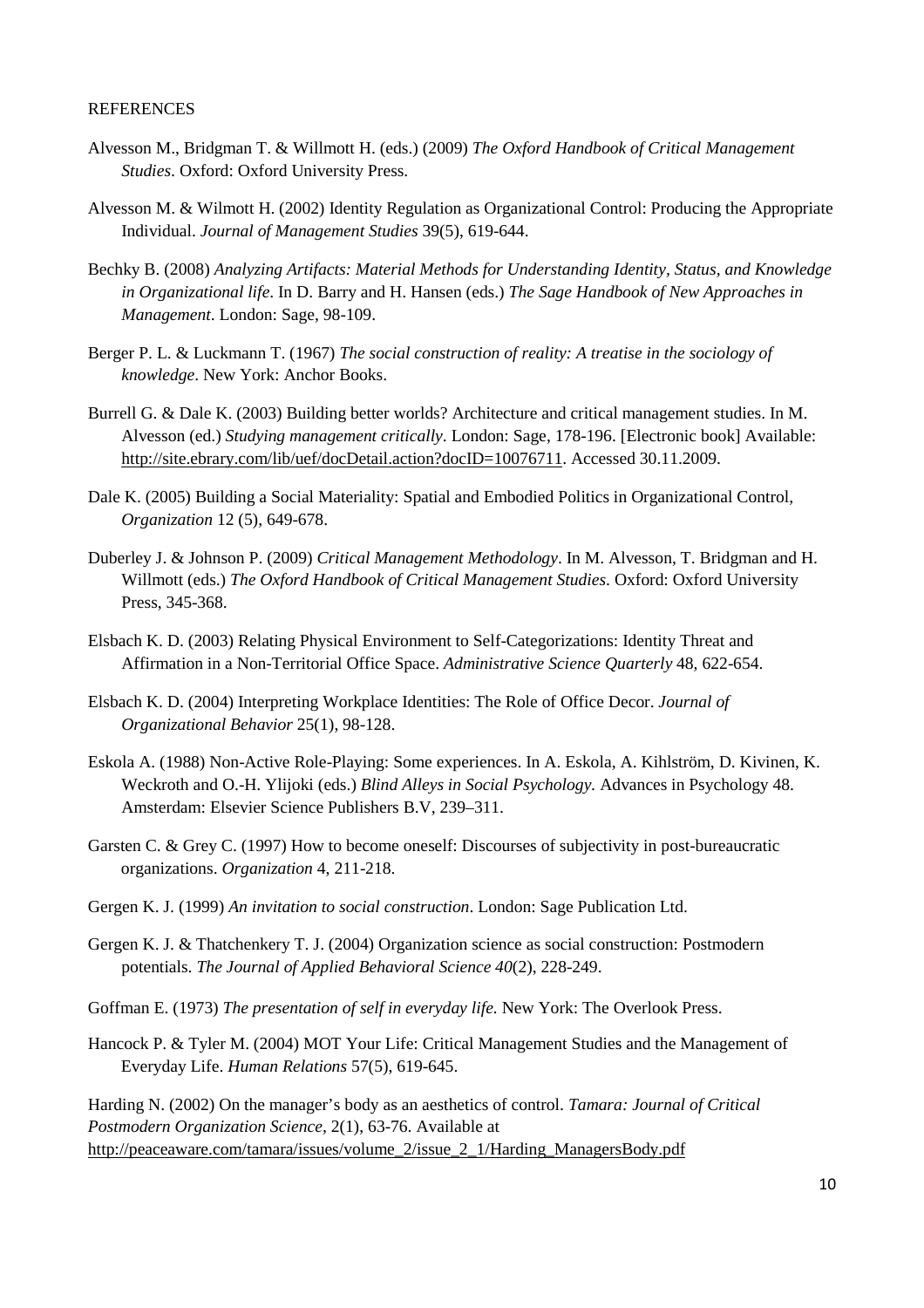REFERENCES

Alvesson M., Bridgman T. & Willmott H. (eds.) (2009) *The Oxford Handbook of Critical Management Studies*. Oxford: Oxford University Press.

Alvesson M. & Wilmott H. (2002) Identity Regulation as Organizational Control: Producing the Appropriate Individual. *Journal of Management Studies* 39(5), 619-644.

Bechky B. (2008) *Analyzing Artifacts: Material Methods for Understanding Identity, Status, and Knowledge in Organizational life*. In D. Barry and H. Hansen (eds.) *The Sage Handbook of New Approaches in Management*. London: Sage, 98-109.

Berger P. L. & Luckmann T. (1967) *The social construction of reality: A treatise in the sociology of knowledge*. New York: Anchor Books.

Burrell G. & Dale K. (2003) Building better worlds? Architecture and critical management studies. In M. Alvesson (ed.) *Studying management critically*. London: Sage, 178-196. [Electronic book] Available: http://site.ebrary.com/lib/uef/docDetail.action?docID=10076711. Accessed 30.11.2009.

Dale K. (2005) Building a Social Materiality: Spatial and Embodied Politics in Organizational Control, *Organization* 12 (5), 649-678.

Duberley J. & Johnson P. (2009) *Critical Management Methodology*. In M. Alvesson, T. Bridgman and H. Willmott (eds.) *The Oxford Handbook of Critical Management Studies*. Oxford: Oxford University Press, 345-368.

Elsbach K. D. (2003) Relating Physical Environment to Self-Categorizations: Identity Threat and Affirmation in a Non-Territorial Office Space. *Administrative Science Quarterly* 48, 622-654.

Elsbach K. D. (2004) Interpreting Workplace Identities: The Role of Office Decor. *Journal of Organizational Behavior* 25(1), 98-128.

Eskola A. (1988) Non-Active Role-Playing: Some experiences. In A. Eskola, A. Kihlström, D. Kivinen, K. Weckroth and O.-H. Ylijoki (eds.) *Blind Alleys in Social Psychology*. Advances in Psychology 48. Amsterdam: Elsevier Science Publishers B.V, 239–311.

Garsten C. & Grey C. (1997) How to become oneself: Discourses of subjectivity in post-bureaucratic organizations. *Organization* 4, 211-218.

Gergen K. J. (1999) *An invitation to social construction*. London: Sage Publication Ltd.

Gergen K. J. & Thatchenkery T. J. (2004) Organization science as social construction: Postmodern potentials. *The Journal of Applied Behavioral Science 40*(2), 228-249.

Goffman E. (1973) *The presentation of self in everyday life.* New York: The Overlook Press.

Hancock P. & Tyler M. (2004) MOT Your Life: Critical Management Studies and the Management of Everyday Life. *Human Relations* 57(5), 619-645.

Harding N. (2002) On the manager's body as an aesthetics of control. *Tamara: Journal of Critical Postmodern Organization Science,* 2(1), 63-76. Available at http://peaceaware.com/tamara/issues/volume_2/issue_2_1/Harding_ManagersBody.pdf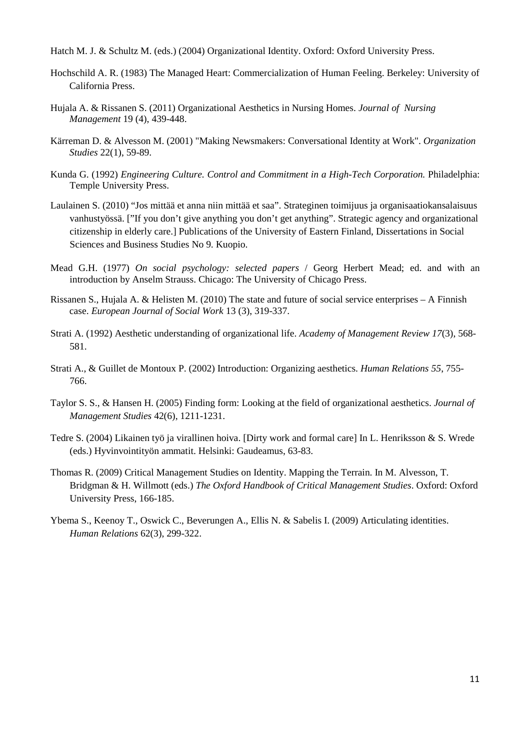Hatch M. J. & Schultz M. (eds.) (2004) Organizational Identity. Oxford: Oxford University Press.

Hochschild A. R. (1983) The Managed Heart: Commercialization of Human Feeling. Berkeley: University of California Press.

Hujala A. & Rissanen S. (2011) Organizational Aesthetics in Nursing Homes. *Journal of Nursing Management* 19 (4), 439-448.

Kärreman D. & Alvesson M. (2001) "Making Newsmakers: Conversational Identity at Work". *Organization Studies* 22(1), 59-89.

Kunda G. (1992) *Engineering Culture. Control and Commitment in a High-Tech Corporation.* Philadelphia: Temple University Press.

Laulainen S. (2010) "Jos mittää et anna niin mittää et saa". Strateginen toimijuus ja organisaatiokansalaisuus vanhustyössä. ["If you don't give anything you don't get anything". Strategic agency and organizational citizenship in elderly care.] Publications of the University of Eastern Finland, Dissertations in Social Sciences and Business Studies No 9. Kuopio.

Mead G.H. (1977) *On social psychology: selected papers* / Georg Herbert Mead; ed. and with an introduction by Anselm Strauss. Chicago: The University of Chicago Press.

Rissanen S., Hujala A. & Helisten M. (2010) The state and future of social service enterprises – A Finnish case. *European Journal of Social Work* 13 (3), 319-337.

Strati A. (1992) Aesthetic understanding of organizational life. *Academy of Management Review 17*(3), 568-581.

Strati A., & Guillet de Montoux P. (2002) Introduction: Organizing aesthetics. *Human Relations 55*, 755-766.

Taylor S. S., & Hansen H. (2005) Finding form: Looking at the field of organizational aesthetics. *Journal of Management Studies* 42(6), 1211-1231.

Tedre S. (2004) Likainen työ ja virallinen hoiva. [Dirty work and formal care] In L. Henriksson & S. Wrede (eds.) Hyvinvointityön ammatit. Helsinki: Gaudeamus, 63-83.

Thomas R. (2009) Critical Management Studies on Identity. Mapping the Terrain. In M. Alvesson, T. Bridgman & H. Willmott (eds.) *The Oxford Handbook of Critical Management Studies*. Oxford: Oxford University Press, 166-185.

Ybema S., Keenoy T., Oswick C., Beverungen A., Ellis N. & Sabelis I. (2009) Articulating identities. *Human Relations* 62(3), 299-322.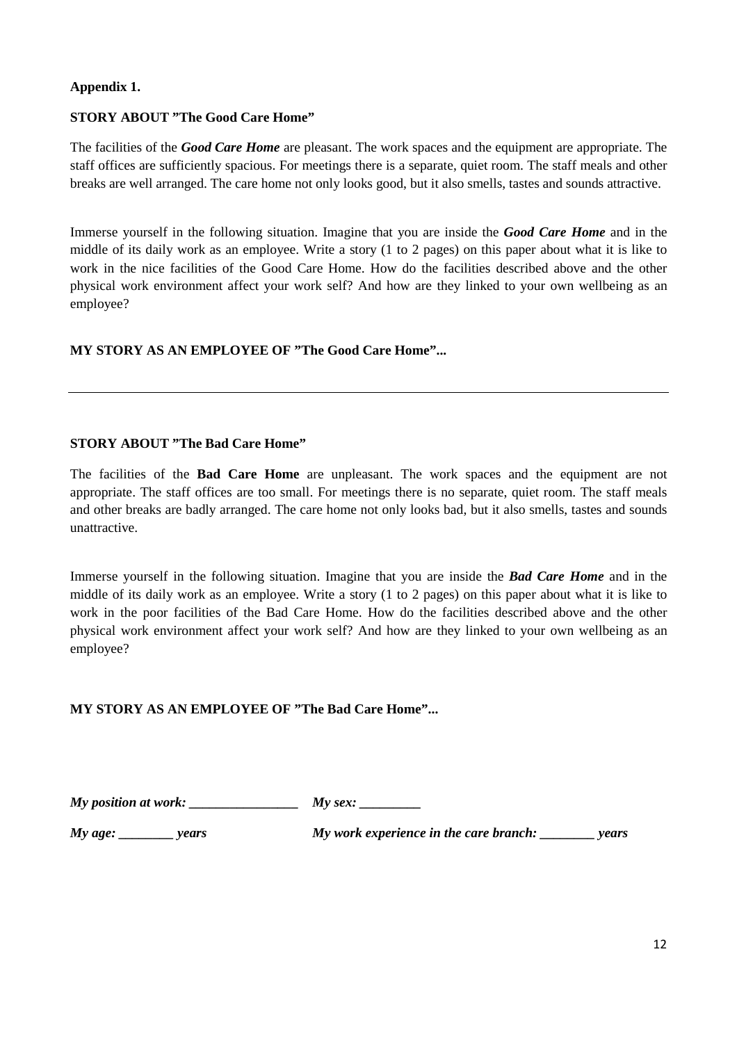**Appendix 1.**

**STORY ABOUT ”The Good Care Home”**

The facilities of the ***Good Care Home*** are pleasant. The work spaces and the equipment are appropriate. The staff offices are sufficiently spacious. For meetings there is a separate, quiet room. The staff meals and other breaks are well arranged. The care home not only looks good, but it also smells, tastes and sounds attractive.

Immerse yourself in the following situation. Imagine that you are inside the ***Good Care Home*** and in the middle of its daily work as an employee. Write a story (1 to 2 pages) on this paper about what it is like to work in the nice facilities of the Good Care Home. How do the facilities described above and the other physical work environment affect your work self? And how are they linked to your own wellbeing as an employee?

**MY STORY AS AN EMPLOYEE OF ”The Good Care Home”...**

---

**STORY ABOUT ”The Bad Care Home”**

The facilities of the **Bad Care Home** are unpleasant. The work spaces and the equipment are not appropriate. The staff offices are too small. For meetings there is no separate, quiet room. The staff meals and other breaks are badly arranged. The care home not only looks bad, but it also smells, tastes and sounds unattractive.

Immerse yourself in the following situation. Imagine that you are inside the ***Bad Care Home*** and in the middle of its daily work as an employee. Write a story (1 to 2 pages) on this paper about what it is like to work in the poor facilities of the Bad Care Home. How do the facilities described above and the other physical work environment affect your work self? And how are they linked to your own wellbeing as an employee?

**MY STORY AS AN EMPLOYEE OF ”The Bad Care Home”...**

***My position at work: ________________*** ***My sex: _________***

***My age: ________ years*** ***My work experience in the care branch: ________ years***